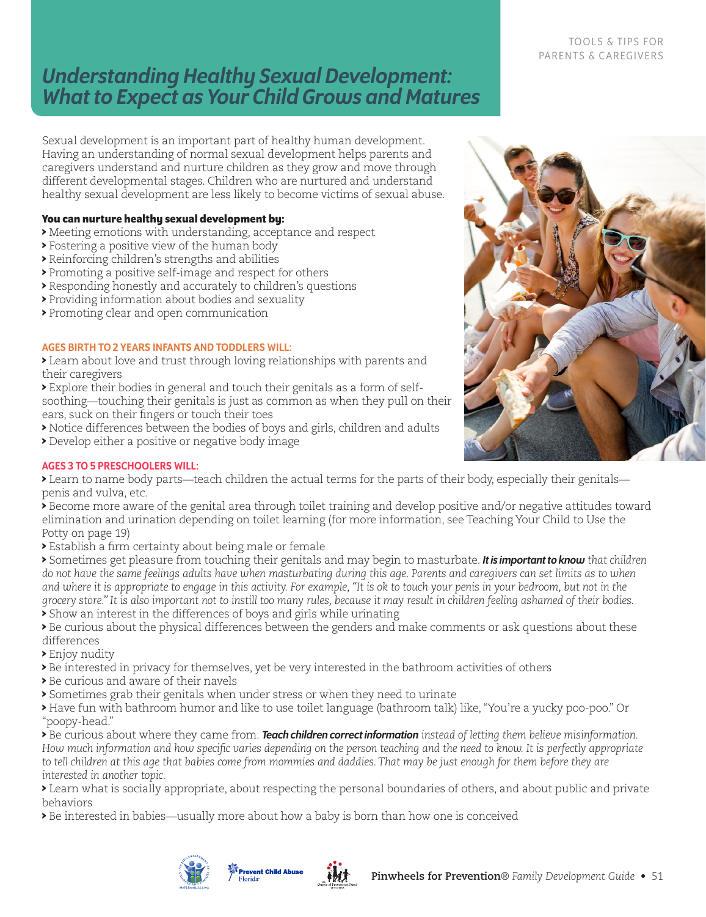TOOLS & TIPS FOR PARENTS & CAREGIVERS

# *Understanding Healthy Sexual Development: What to Expect as Your Child Grows and Matures*

Sexual development is an important part of healthy human development. Having an understanding of normal sexual development helps parents and caregivers understand and nurture children as they grow and move through different developmental stages. Children who are nurtured and understand healthy sexual development are less likely to become victims of sexual abuse.

**You can nurture healthy sexual development by:**

- Meeting emotions with understanding, acceptance and respect
- Fostering a positive view of the human body
- Reinforcing children's strengths and abilities
- Promoting a positive self-image and respect for others
- Responding honestly and accurately to children's questions
- Providing information about bodies and sexuality
- Promoting clear and open communication

**AGES BIRTH TO 2 YEARS INFANTS AND TODDLERS WILL:**

- Learn about love and trust through loving relationships with parents and their caregivers
- Explore their bodies in general and touch their genitals as a form of self-soothing—touching their genitals is just as common as when they pull on their ears, suck on their fingers or touch their toes
- Notice differences between the bodies of boys and girls, children and adults
- Develop either a positive or negative body image

**AGES 3 TO 5 PRESCHOOLERS WILL:**

- Learn to name body parts—teach children the actual terms for the parts of their body, especially their genitals—penis and vulva, etc.
- Become more aware of the genital area through toilet training and develop positive and/or negative attitudes toward elimination and urination depending on toilet learning (for more information, see Teaching Your Child to Use the Potty on page 19)
- Establish a firm certainty about being male or female
- Sometimes get pleasure from touching their genitals and may begin to masturbate. ***It is important to know*** *that children do not have the same feelings adults have when masturbating during this age. Parents and caregivers can set limits as to when and where it is appropriate to engage in this activity. For example, "It is ok to touch your penis in your bedroom, but not in the grocery store." It is also important not to instill too many rules, because it may result in children feeling ashamed of their bodies.*
- Show an interest in the differences of boys and girls while urinating
- Be curious about the physical differences between the genders and make comments or ask questions about these differences
- Enjoy nudity
- Be interested in privacy for themselves, yet be very interested in the bathroom activities of others
- Be curious and aware of their navels
- Sometimes grab their genitals when under stress or when they need to urinate
- Have fun with bathroom humor and like to use toilet language (bathroom talk) like, "You're a yucky poo-poo." Or "poopy-head."
- Be curious about where they came from. ***Teach children correct information*** *instead of letting them believe misinformation. How much information and how specific varies depending on the person teaching and the need to know. It is perfectly appropriate to tell children at this age that babies come from mommies and daddies. That may be just enough for them before they are interested in another topic.*
- Learn what is socially appropriate, about respecting the personal boundaries of others, and about public and private behaviors
- Be interested in babies—usually more about how a baby is born than how one is conceived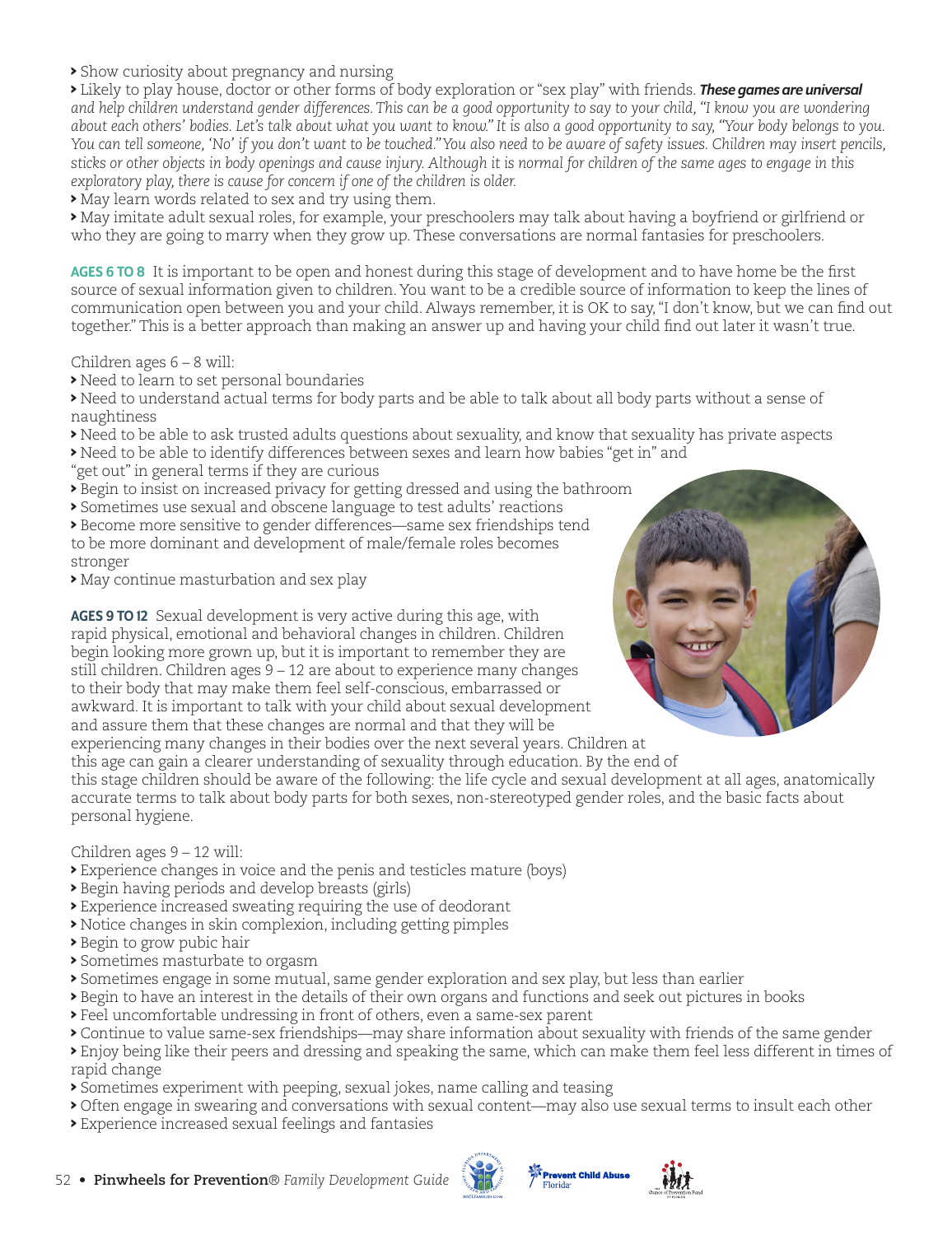- Show curiosity about pregnancy and nursing
- Likely to play house, doctor or other forms of body exploration or "sex play" with friends. ***These games are universal*** *and help children understand gender differences. This can be a good opportunity to say to your child, "I know you are wondering about each others' bodies. Let's talk about what you want to know." It is also a good opportunity to say, "Your body belongs to you. You can tell someone, 'No' if you don't want to be touched." You also need to be aware of safety issues. Children may insert pencils, sticks or other objects in body openings and cause injury. Although it is normal for children of the same ages to engage in this exploratory play, there is cause for concern if one of the children is older.*
- May learn words related to sex and try using them.
- May imitate adult sexual roles, for example, your preschoolers may talk about having a boyfriend or girlfriend or who they are going to marry when they grow up. These conversations are normal fantasies for preschoolers.

**AGES 6 TO 8** It is important to be open and honest during this stage of development and to have home be the first source of sexual information given to children. You want to be a credible source of information to keep the lines of communication open between you and your child. Always remember, it is OK to say, "I don't know, but we can find out together." This is a better approach than making an answer up and having your child find out later it wasn't true.

Children ages 6 – 8 will:

- Need to learn to set personal boundaries
- Need to understand actual terms for body parts and be able to talk about all body parts without a sense of naughtiness
- Need to be able to ask trusted adults questions about sexuality, and know that sexuality has private aspects
- Need to be able to identify differences between sexes and learn how babies "get in" and "get out" in general terms if they are curious
- Begin to insist on increased privacy for getting dressed and using the bathroom
- Sometimes use sexual and obscene language to test adults' reactions
- Become more sensitive to gender differences—same sex friendships tend to be more dominant and development of male/female roles becomes stronger
- May continue masturbation and sex play

**AGES 9 TO 12** Sexual development is very active during this age, with rapid physical, emotional and behavioral changes in children. Children begin looking more grown up, but it is important to remember they are still children. Children ages 9 – 12 are about to experience many changes to their body that may make them feel self-conscious, embarrassed or awkward. It is important to talk with your child about sexual development and assure them that these changes are normal and that they will be experiencing many changes in their bodies over the next several years. Children at this age can gain a clearer understanding of sexuality through education. By the end of this stage children should be aware of the following: the life cycle and sexual development at all ages, anatomically accurate terms to talk about body parts for both sexes, non-stereotyped gender roles, and the basic facts about personal hygiene.

Children ages 9 – 12 will:

- Experience changes in voice and the penis and testicles mature (boys)
- Begin having periods and develop breasts (girls)
- Experience increased sweating requiring the use of deodorant
- Notice changes in skin complexion, including getting pimples
- Begin to grow pubic hair
- Sometimes masturbate to orgasm
- Sometimes engage in some mutual, same gender exploration and sex play, but less than earlier
- Begin to have an interest in the details of their own organs and functions and seek out pictures in books
- Feel uncomfortable undressing in front of others, even a same-sex parent
- Continue to value same-sex friendships—may share information about sexuality with friends of the same gender
- Enjoy being like their peers and dressing and speaking the same, which can make them feel less different in times of rapid change
- Sometimes experiment with peeping, sexual jokes, name calling and teasing
- Often engage in swearing and conversations with sexual content—may also use sexual terms to insult each other
- Experience increased sexual feelings and fantasies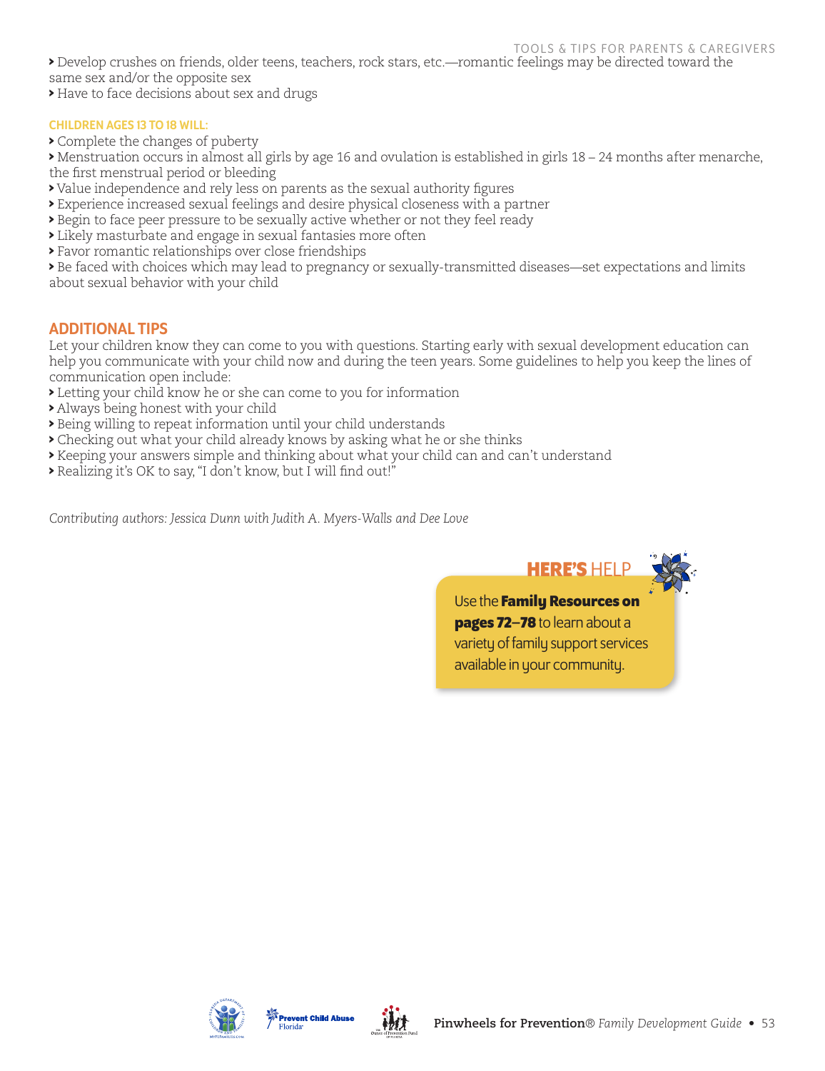- Develop crushes on friends, older teens, teachers, rock stars, etc.—romantic feelings may be directed toward the same sex and/or the opposite sex
- Have to face decisions about sex and drugs

**CHILDREN AGES 13 TO 18 WILL:**

- Complete the changes of puberty
- Menstruation occurs in almost all girls by age 16 and ovulation is established in girls 18 – 24 months after menarche, the first menstrual period or bleeding
- Value independence and rely less on parents as the sexual authority figures
- Experience increased sexual feelings and desire physical closeness with a partner
- Begin to face peer pressure to be sexually active whether or not they feel ready
- Likely masturbate and engage in sexual fantasies more often
- Favor romantic relationships over close friendships
- Be faced with choices which may lead to pregnancy or sexually-transmitted diseases—set expectations and limits about sexual behavior with your child

## ADDITIONAL TIPS

Let your children know they can come to you with questions. Starting early with sexual development education can help you communicate with your child now and during the teen years. Some guidelines to help you keep the lines of communication open include:

- Letting your child know he or she can come to you for information
- Always being honest with your child
- Being willing to repeat information until your child understands
- Checking out what your child already knows by asking what he or she thinks
- Keeping your answers simple and thinking about what your child can and can't understand
- Realizing it's OK to say, "I don't know, but I will find out!"

*Contributing authors: Jessica Dunn with Judith A. Myers-Walls and Dee Love*

**HERE'S HELP**

Use the **Family Resources on pages 72–78** to learn about a variety of family support services available in your community.